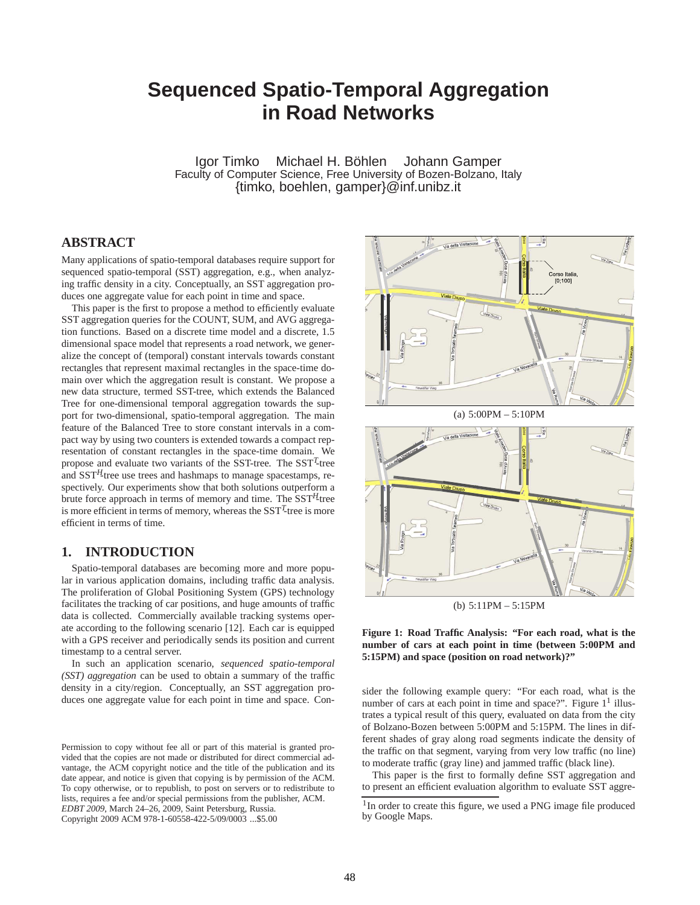# Sequenced Spatio-Temporal Aggregation in Road Networks

Igor Timko Michael H. Böhlen Johann Gamper
Faculty of Computer Science, Free University of Bozen-Bolzano, Italy
{timko, boehlen, gamper}@inf.unibz.it

## ABSTRACT

Many applications of spatio-temporal databases require support for sequenced spatio-temporal (SST) aggregation, e.g., when analyzing traffic density in a city. Conceptually, an SST aggregation produces one aggregate value for each point in time and space.

This paper is the first to propose a method to efficiently evaluate SST aggregation queries for the COUNT, SUM, and AVG aggregation functions. Based on a discrete time model and a discrete, 1.5 dimensional space model that represents a road network, we generalize the concept of (temporal) constant intervals towards constant rectangles that represent maximal rectangles in the space-time domain over which the aggregation result is constant. We propose a new data structure, termed SST-tree, which extends the Balanced Tree for one-dimensional temporal aggregation towards the support for two-dimensional, spatio-temporal aggregation. The main feature of the Balanced Tree to store constant intervals in a compact way by using two counters is extended towards a compact representation of constant rectangles in the space-time domain. We propose and evaluate two variants of the SST-tree. The SST$^T$-tree and SST$^H$-tree use trees and hashmaps to manage spacestamps, respectively. Our experiments show that both solutions outperform a brute force approach in terms of memory and time. The SST$^H$-tree is more efficient in terms of memory, whereas the SST$^T$-tree is more efficient in terms of time.

(a) 5:00PM – 5:10PM

(b) 5:11PM – 5:15PM

**Figure 1: Road Traffic Analysis: "For each road, what is the number of cars at each point in time (between 5:00PM and 5:15PM) and space (position on road network)?"**

## 1. INTRODUCTION

Spatio-temporal databases are becoming more and more popular in various application domains, including traffic data analysis. The proliferation of Global Positioning System (GPS) technology facilitates the tracking of car positions, and huge amounts of traffic data is collected. Commercially available tracking systems operate according to the following scenario [12]. Each car is equipped with a GPS receiver and periodically sends its position and current timestamp to a central server.

In such an application scenario, *sequenced spatio-temporal (SST) aggregation* can be used to obtain a summary of the traffic density in a city/region. Conceptually, an SST aggregation produces one aggregate value for each point in time and space. Consider the following example query: "For each road, what is the number of cars at each point in time and space?". Figure 1[1] illustrates a typical result of this query, evaluated on data from the city of Bolzano-Bozen between 5:00PM and 5:15PM. The lines in different shades of gray along road segments indicate the density of the traffic on that segment, varying from very low traffic (no line) to moderate traffic (gray line) and jammed traffic (black line).

This paper is the first to formally define SST aggregation and to present an efficient evaluation algorithm to evaluate SST aggre-

[1] In order to create this figure, we used a PNG image file produced by Google Maps.

Permission to copy without fee all or part of this material is granted provided that the copies are not made or distributed for direct commercial advantage, the ACM copyright notice and the title of the publication and its date appear, and notice is given that copying is by permission of the ACM. To copy otherwise, or to republish, to post on servers or to redistribute to lists, requires a fee and/or special permissions from the publisher, ACM.
*EDBT 2009*, March 24–26, 2009, Saint Petersburg, Russia.
Copyright 2009 ACM 978-1-60558-422-5/09/0003 ...$5.00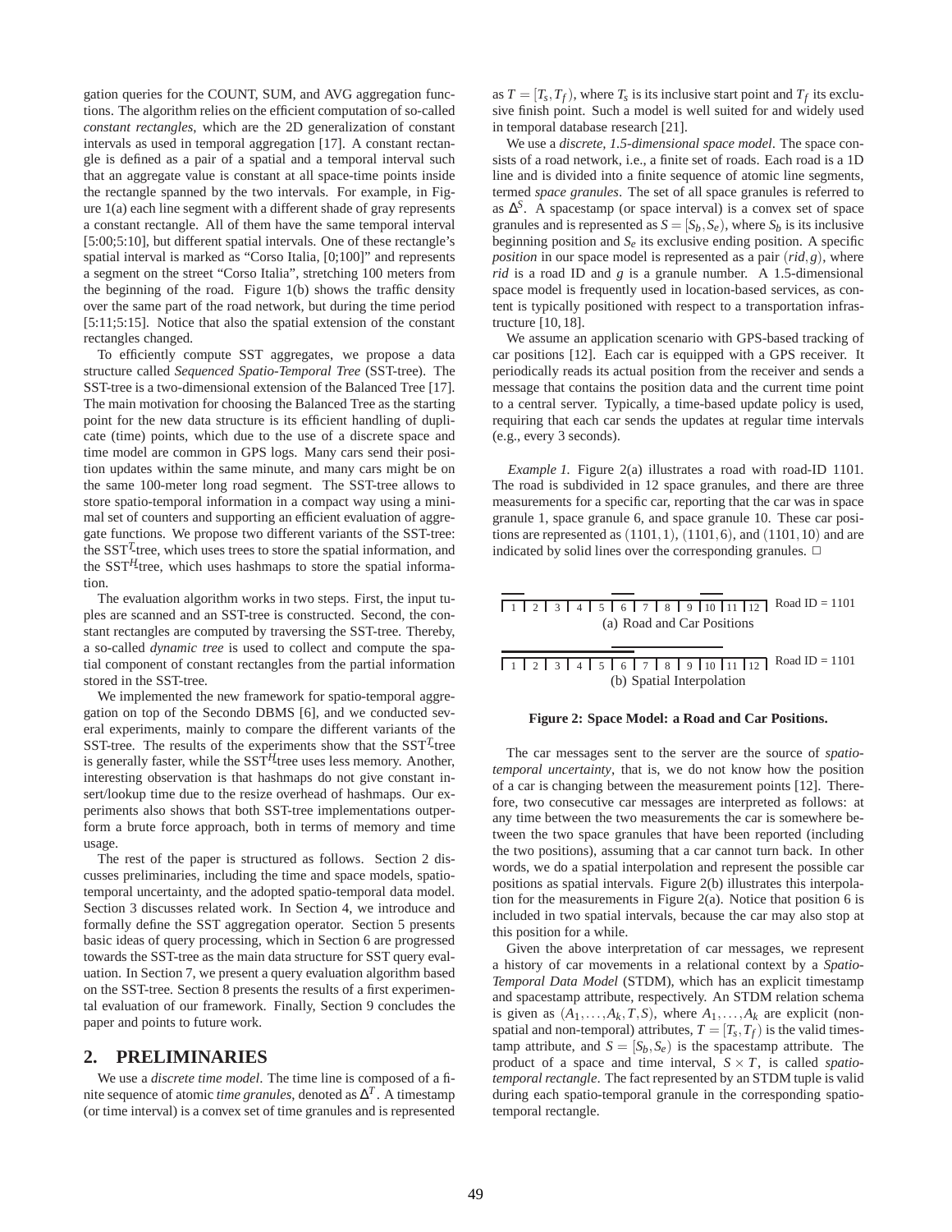gation queries for the COUNT, SUM, and AVG aggregation functions. The algorithm relies on the efficient computation of so-called *constant rectangles*, which are the 2D generalization of constant intervals as used in temporal aggregation [17]. A constant rectangle is defined as a pair of a spatial and a temporal interval such that an aggregate value is constant at all space-time points inside the rectangle spanned by the two intervals. For example, in Figure 1(a) each line segment with a different shade of gray represents a constant rectangle. All of them have the same temporal interval [5:00;5:10], but different spatial intervals. One of these rectangle's spatial interval is marked as "Corso Italia, [0;100]" and represents a segment on the street "Corso Italia", stretching 100 meters from the beginning of the road. Figure 1(b) shows the traffic density over the same part of the road network, but during the time period [5:11;5:15]. Notice that also the spatial extension of the constant rectangles changed.

To efficiently compute SST aggregates, we propose a data structure called *Sequenced Spatio-Temporal Tree* (SST-tree). The SST-tree is a two-dimensional extension of the Balanced Tree [17]. The main motivation for choosing the Balanced Tree as the starting point for the new data structure is its efficient handling of duplicate (time) points, which due to the use of a discrete space and time model are common in GPS logs. Many cars send their position updates within the same minute, and many cars might be on the same 100-meter long road segment. The SST-tree allows to store spatio-temporal information in a compact way using a minimal set of counters and supporting an efficient evaluation of aggregate functions. We propose two different variants of the SST-tree: the $SST^{T}$-tree, which uses trees to store the spatial information, and the $SST^{H}$-tree, which uses hashmaps to store the spatial information.

The evaluation algorithm works in two steps. First, the input tuples are scanned and an SST-tree is constructed. Second, the constant rectangles are computed by traversing the SST-tree. Thereby, a so-called *dynamic tree* is used to collect and compute the spatial component of constant rectangles from the partial information stored in the SST-tree.

We implemented the new framework for spatio-temporal aggregation on top of the Secondo DBMS [6], and we conducted several experiments, mainly to compare the different variants of the SST-tree. The results of the experiments show that the $SST^{T}$-tree is generally faster, while the $SST^{H}$-tree uses less memory. Another, interesting observation is that hashmaps do not give constant insert/lookup time due to the resize overhead of hashmaps. Our experiments also shows that both SST-tree implementations outperform a brute force approach, both in terms of memory and time usage.

The rest of the paper is structured as follows. Section 2 discusses preliminaries, including the time and space models, spatio-temporal uncertainty, and the adopted spatio-temporal data model. Section 3 discusses related work. In Section 4, we introduce and formally define the SST aggregation operator. Section 5 presents basic ideas of query processing, which in Section 6 are progressed towards the SST-tree as the main data structure for SST query evaluation. In Section 7, we present a query evaluation algorithm based on the SST-tree. Section 8 presents the results of a first experimental evaluation of our framework. Finally, Section 9 concludes the paper and points to future work.

## 2. PRELIMINARIES

We use a *discrete time model*. The time line is composed of a finite sequence of atomic *time granules*, denoted as $\Delta^T$. A timestamp (or time interval) is a convex set of time granules and is represented as $T = [T_s, T_f)$, where $T_s$ is its inclusive start point and $T_f$ its exclusive finish point. Such a model is well suited for and widely used in temporal database research [21].

We use a *discrete, 1.5-dimensional space model*. The space consists of a road network, i.e., a finite set of roads. Each road is a 1D line and is divided into a finite sequence of atomic line segments, termed *space granules*. The set of all space granules is referred to as $\Delta^S$. A spacestamp (or space interval) is a convex set of space granules and is represented as $S = [S_b, S_e)$, where $S_b$ is its inclusive beginning position and $S_e$ its exclusive ending position. A specific *position* in our space model is represented as a pair $(rid, g)$, where *rid* is a road ID and *g* is a granule number. A 1.5-dimensional space model is frequently used in location-based services, as content is typically positioned with respect to a transportation infrastructure [10, 18].

We assume an application scenario with GPS-based tracking of car positions [12]. Each car is equipped with a GPS receiver. It periodically reads its actual position from the receiver and sends a message that contains the position data and the current time point to a central server. Typically, a time-based update policy is used, requiring that each car sends the updates at regular time intervals (e.g., every 3 seconds).

*Example 1.* Figure 2(a) illustrates a road with road-ID 1101. The road is subdivided in 12 space granules, and there are three measurements for a specific car, reporting that the car was in space granule 1, space granule 6, and space granule 10. These car positions are represented as $(1101, 1)$, $(1101, 6)$, and $(1101, 10)$ and are indicated by solid lines over the corresponding granules. □

1 2 3 4 5 6 7 8 9 10 11 12 Road ID = 1101

(a) Road and Car Positions

1 2 3 4 5 6 7 8 9 10 11 12 Road ID = 1101

(b) Spatial Interpolation

**Figure 2: Space Model: a Road and Car Positions.**

The car messages sent to the server are the source of *spatio-temporal uncertainty*, that is, we do not know how the position of a car is changing between the measurement points [12]. Therefore, two consecutive car messages are interpreted as follows: at any time between the two measurements the car is somewhere between the two space granules that have been reported (including the two positions), assuming that a car cannot turn back. In other words, we do a spatial interpolation and represent the possible car positions as spatial intervals. Figure 2(b) illustrates this interpolation for the measurements in Figure 2(a). Notice that position 6 is included in two spatial intervals, because the car may also stop at this position for a while.

Given the above interpretation of car messages, we represent a history of car movements in a relational context by a *Spatio-Temporal Data Model* (STDM), which has an explicit timestamp and spacestamp attribute, respectively. An STDM relation schema is given as $(A_1, \ldots, A_k, T, S)$, where $A_1, \ldots, A_k$ are explicit (non-spatial and non-temporal) attributes, $T = [T_s, T_f)$ is the valid timestamp attribute, and $S = [S_b, S_e)$ is the spacestamp attribute. The product of a space and time interval, $S \times T$, is called *spatio-temporal rectangle*. The fact represented by an STDM tuple is valid during each spatio-temporal granule in the corresponding spatio-temporal rectangle.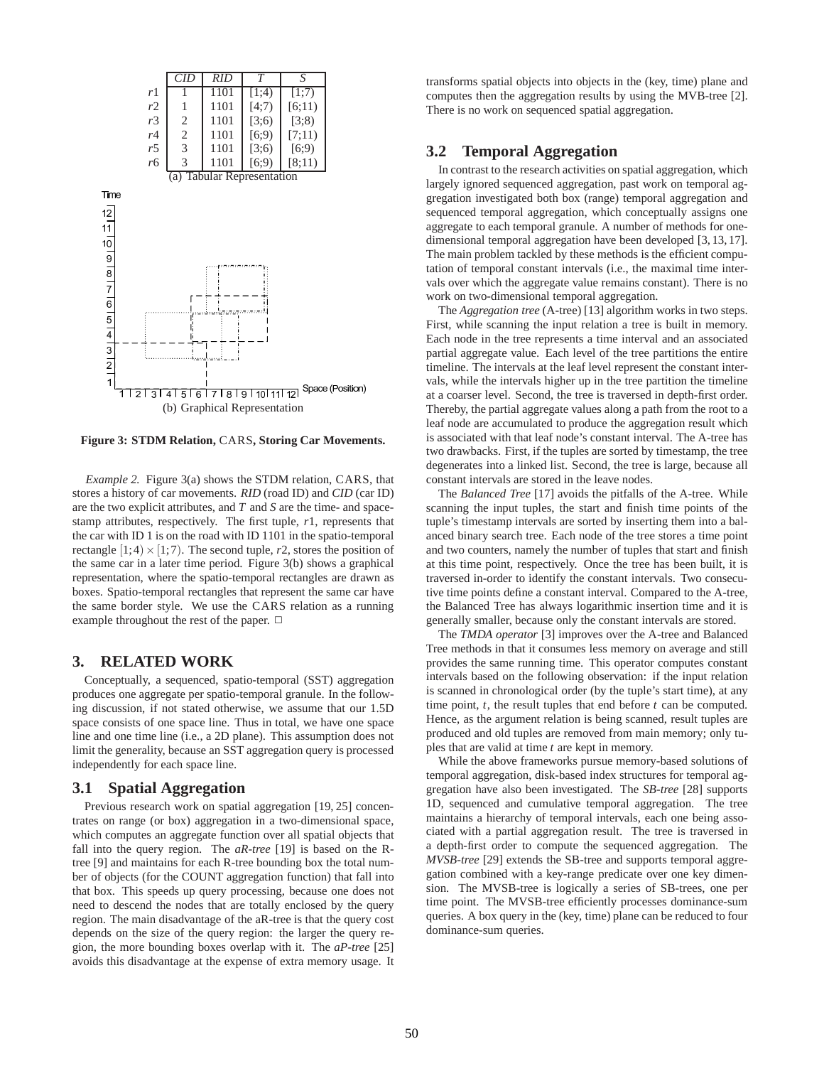|  | *CID* | *RID* | *T* | *S* |
|---|---|---|---|---|
| $r1$ | 1 | 1101 | [1;4) | [1;7) |
| $r2$ | 1 | 1101 | [4;7) | [6;11) |
| $r3$ | 2 | 1101 | [3;6) | [3;8) |
| $r4$ | 2 | 1101 | [6;9) | [7;11) |
| $r5$ | 3 | 1101 | [3;6) | [6;9) |
| $r6$ | 3 | 1101 | [6;9) | [8;11) |

(a) Tabular Representation

(b) Graphical Representation

**Figure 3: STDM Relation,** CARS**, Storing Car Movements.**

*Example 2.* Figure 3(a) shows the STDM relation, CARS, that stores a history of car movements. *RID* (road ID) and *CID* (car ID) are the two explicit attributes, and $T$ and $S$ are the time- and space-stamp attributes, respectively. The first tuple, $r1$, represents that the car with ID 1 is on the road with ID 1101 in the spatio-temporal rectangle $[1;4) \times [1;7)$. The second tuple, $r2$, stores the position of the same car in a later time period. Figure 3(b) shows a graphical representation, where the spatio-temporal rectangles are drawn as boxes. Spatio-temporal rectangles that represent the same car have the same border style. We use the CARS relation as a running example throughout the rest of the paper. □

# 3. RELATED WORK

Conceptually, a sequenced, spatio-temporal (SST) aggregation produces one aggregate per spatio-temporal granule. In the following discussion, if not stated otherwise, we assume that our 1.5D space consists of one space line. Thus in total, we have one space line and one time line (i.e., a 2D plane). This assumption does not limit the generality, because an SST aggregation query is processed independently for each space line.

## 3.1 Spatial Aggregation

Previous research work on spatial aggregation [19, 25] concentrates on range (or box) aggregation in a two-dimensional space, which computes an aggregate function over all spatial objects that fall into the query region. The *aR-tree* [19] is based on the R-tree [9] and maintains for each R-tree bounding box the total number of objects (for the COUNT aggregation function) that fall into that box. This speeds up query processing, because one does not need to descend the nodes that are totally enclosed by the query region. The main disadvantage of the aR-tree is that the query cost depends on the size of the query region: the larger the query region, the more bounding boxes overlap with it. The *aP-tree* [25] avoids this disadvantage at the expense of extra memory usage. It transforms spatial objects into objects in the (key, time) plane and computes then the aggregation results by using the MVB-tree [2]. There is no work on sequenced spatial aggregation.

## 3.2 Temporal Aggregation

In contrast to the research activities on spatial aggregation, which largely ignored sequenced aggregation, past work on temporal aggregation investigated both box (range) temporal aggregation and sequenced temporal aggregation, which conceptually assigns one aggregate to each temporal granule. A number of methods for one-dimensional temporal aggregation have been developed [3, 13, 17]. The main problem tackled by these methods is the efficient computation of temporal constant intervals (i.e., the maximal time intervals over which the aggregate value remains constant). There is no work on two-dimensional temporal aggregation.

The *Aggregation tree* (A-tree) [13] algorithm works in two steps. First, while scanning the input relation a tree is built in memory. Each node in the tree represents a time interval and an associated partial aggregate value. Each level of the tree partitions the entire timeline. The intervals at the leaf level represent the constant intervals, while the intervals higher up in the tree partition the timeline at a coarser level. Second, the tree is traversed in depth-first order. Thereby, the partial aggregate values along a path from the root to a leaf node are accumulated to produce the aggregation result which is associated with that leaf node's constant interval. The A-tree has two drawbacks. First, if the tuples are sorted by timestamp, the tree degenerates into a linked list. Second, the tree is large, because all constant intervals are stored in the leave nodes.

The *Balanced Tree* [17] avoids the pitfalls of the A-tree. While scanning the input tuples, the start and finish time points of the tuple's timestamp intervals are sorted by inserting them into a balanced binary search tree. Each node of the tree stores a time point and two counters, namely the number of tuples that start and finish at this time point, respectively. Once the tree has been built, it is traversed in-order to identify the constant intervals. Two consecutive time points define a constant interval. Compared to the A-tree, the Balanced Tree has always logarithmic insertion time and it is generally smaller, because only the constant intervals are stored.

The *TMDA operator* [3] improves over the A-tree and Balanced Tree methods in that it consumes less memory on average and still provides the same running time. This operator computes constant intervals based on the following observation: if the input relation is scanned in chronological order (by the tuple's start time), at any time point, $t$, the result tuples that end before $t$ can be computed. Hence, as the argument relation is being scanned, result tuples are produced and old tuples are removed from main memory; only tuples that are valid at time $t$ are kept in memory.

While the above frameworks pursue memory-based solutions of temporal aggregation, disk-based index structures for temporal aggregation have also been investigated. The *SB-tree* [28] supports 1D, sequenced and cumulative temporal aggregation. The tree maintains a hierarchy of temporal intervals, each one being associated with a partial aggregation result. The tree is traversed in a depth-first order to compute the sequenced aggregation. The *MVSB-tree* [29] extends the SB-tree and supports temporal aggregation combined with a key-range predicate over one key dimension. The MVSB-tree is logically a series of SB-trees, one per time point. The MVSB-tree efficiently processes dominance-sum queries. A box query in the (key, time) plane can be reduced to four dominance-sum queries.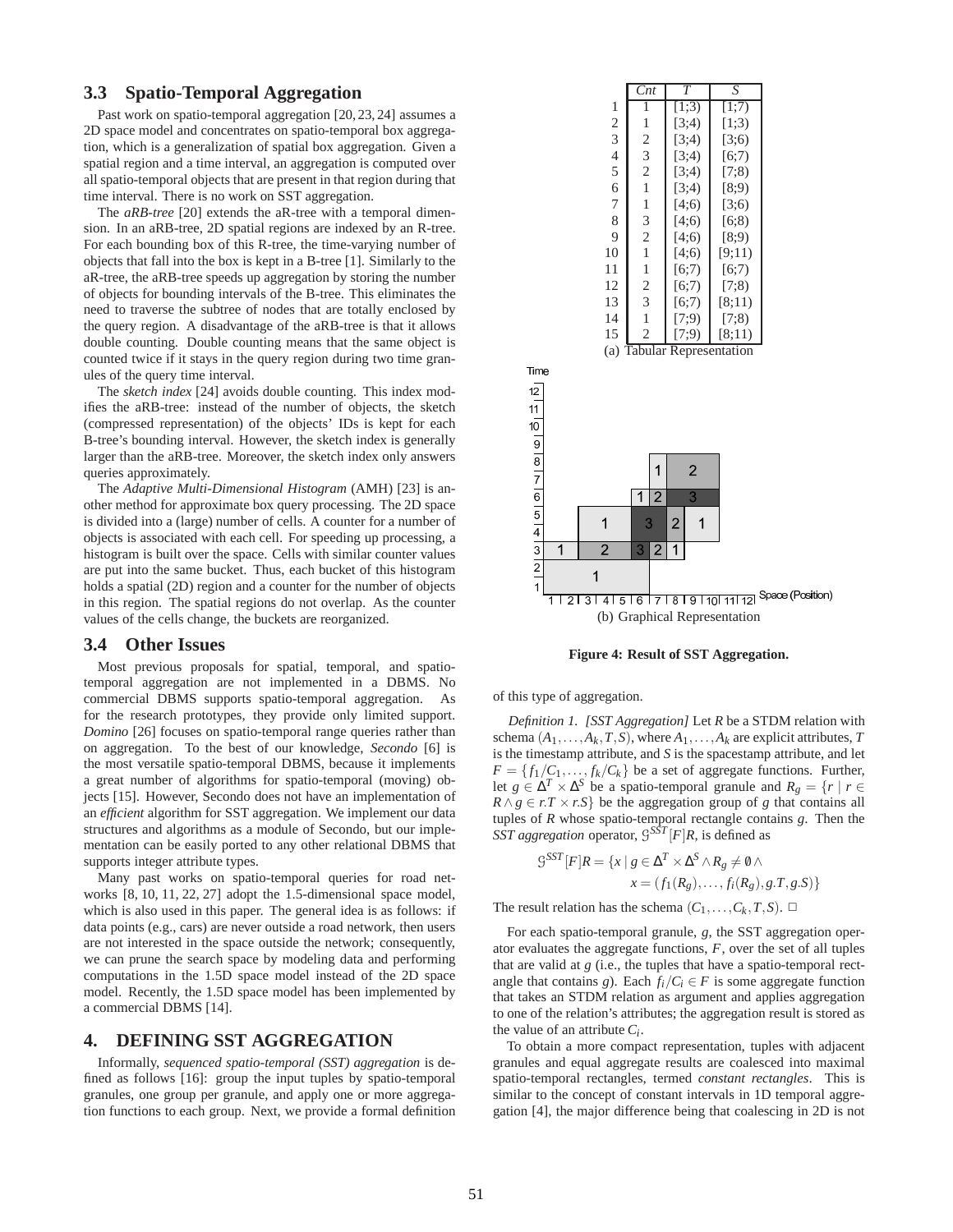### 3.3 Spatio-Temporal Aggregation

Past work on spatio-temporal aggregation [20, 23, 24] assumes a 2D space model and concentrates on spatio-temporal box aggregation, which is a generalization of spatial box aggregation. Given a spatial region and a time interval, an aggregation is computed over all spatio-temporal objects that are present in that region during that time interval. There is no work on SST aggregation.

The *aRB-tree* [20] extends the aR-tree with a temporal dimension. In an aRB-tree, 2D spatial regions are indexed by an R-tree. For each bounding box of this R-tree, the time-varying number of objects that fall into the box is kept in a B-tree [1]. Similarly to the aR-tree, the aRB-tree speeds up aggregation by storing the number of objects for bounding intervals of the B-tree. This eliminates the need to traverse the subtree of nodes that are totally enclosed by the query region. A disadvantage of the aRB-tree is that it allows double counting. Double counting means that the same object is counted twice if it stays in the query region during two time granules of the query time interval.

The *sketch index* [24] avoids double counting. This index modifies the aRB-tree: instead of the number of objects, the sketch (compressed representation) of the objects' IDs is kept for each B-tree's bounding interval. However, the sketch index is generally larger than the aRB-tree. Moreover, the sketch index only answers queries approximately.

The *Adaptive Multi-Dimensional Histogram* (AMH) [23] is another method for approximate box query processing. The 2D space is divided into a (large) number of cells. A counter for a number of objects is associated with each cell. For speeding up processing, a histogram is built over the space. Cells with similar counter values are put into the same bucket. Thus, each bucket of this histogram holds a spatial (2D) region and a counter for the number of objects in this region. The spatial regions do not overlap. As the counter values of the cells change, the buckets are reorganized.

### 3.4 Other Issues

Most previous proposals for spatial, temporal, and spatio-temporal aggregation are not implemented in a DBMS. No commercial DBMS supports spatio-temporal aggregation. As for the research prototypes, they provide only limited support. *Domino* [26] focuses on spatio-temporal range queries rather than on aggregation. To the best of our knowledge, *Secondo* [6] is the most versatile spatio-temporal DBMS, because it implements a great number of algorithms for spatio-temporal (moving) objects [15]. However, Secondo does not have an implementation of an *efficient* algorithm for SST aggregation. We implement our data structures and algorithms as a module of Secondo, but our implementation can be easily ported to any other relational DBMS that supports integer attribute types.

Many past works on spatio-temporal queries for road networks [8, 10, 11, 22, 27] adopt the 1.5-dimensional space model, which is also used in this paper. The general idea is as follows: if data points (e.g., cars) are never outside a road network, then users are not interested in the space outside the network; consequently, we can prune the search space by modeling data and performing computations in the 1.5D space model instead of the 2D space model. Recently, the 1.5D space model has been implemented by a commercial DBMS [14].

## 4. DEFINING SST AGGREGATION

Informally, *sequenced spatio-temporal (SST) aggregation* is defined as follows [16]: group the input tuples by spatio-temporal granules, one group per granule, and apply one or more aggregation functions to each group. Next, we provide a formal definition of this type of aggregation.

| | *Cnt* | *T* | *S* |
|---|---|---|---|
| 1 | 1 | [1;3) | [1;7) |
| 2 | 1 | [3;4) | [1;3) |
| 3 | 2 | [3;4) | [3;6) |
| 4 | 3 | [3;4) | [6;7) |
| 5 | 2 | [3;4) | [7;8) |
| 6 | 1 | [3;4) | [8;9) |
| 7 | 1 | [4;6) | [3;6) |
| 8 | 3 | [4;6) | [6;8) |
| 9 | 2 | [4;6) | [8;9) |
| 10 | 1 | [4;6) | [9;11) |
| 11 | 1 | [6;7) | [6;7) |
| 12 | 2 | [6;7) | [7;8) |
| 13 | 3 | [6;7) | [8;11) |
| 14 | 1 | [7;9) | [7;8) |
| 15 | 2 | [7;9) | [8;11) |

(a) Tabular Representation

(b) Graphical Representation

**Figure 4: Result of SST Aggregation.**

*Definition 1. [SST Aggregation]* Let $R$ be a STDM relation with schema $(A_1, \ldots, A_k, T, S)$, where $A_1, \ldots, A_k$ are explicit attributes, $T$ is the timestamp attribute, and $S$ is the spacestamp attribute, and let $F = \{f_1/C_1, \ldots, f_k/C_k\}$ be a set of aggregate functions. Further, let $g \in \Delta^T \times \Delta^S$ be a spatio-temporal granule and $R_g = \{r \mid r \in R \wedge g \in r.T \times r.S\}$ be the aggregation group of $g$ that contains all tuples of $R$ whose spatio-temporal rectangle contains $g$. Then the *SST aggregation* operator, $\mathcal{G}^{SST}[F]R$, is defined as

$$\mathcal{G}^{SST}[F]R = \{x \mid g \in \Delta^T \times \Delta^S \wedge R_g \neq \emptyset \wedge x = (f_1(R_g), \ldots, f_i(R_g), g.T, g.S)\}$$

The result relation has the schema $(C_1, \ldots, C_k, T, S)$. □

For each spatio-temporal granule, $g$, the SST aggregation operator evaluates the aggregate functions, $F$, over the set of all tuples that are valid at $g$ (i.e., the tuples that have a spatio-temporal rectangle that contains $g$). Each $f_i/C_i \in F$ is some aggregate function that takes an STDM relation as argument and applies aggregation to one of the relation's attributes; the aggregation result is stored as the value of an attribute $C_i$.

To obtain a more compact representation, tuples with adjacent granules and equal aggregate results are coalesced into maximal spatio-temporal rectangles, termed *constant rectangles*. This is similar to the concept of constant intervals in 1D temporal aggregation [4], the major difference being that coalescing in 2D is not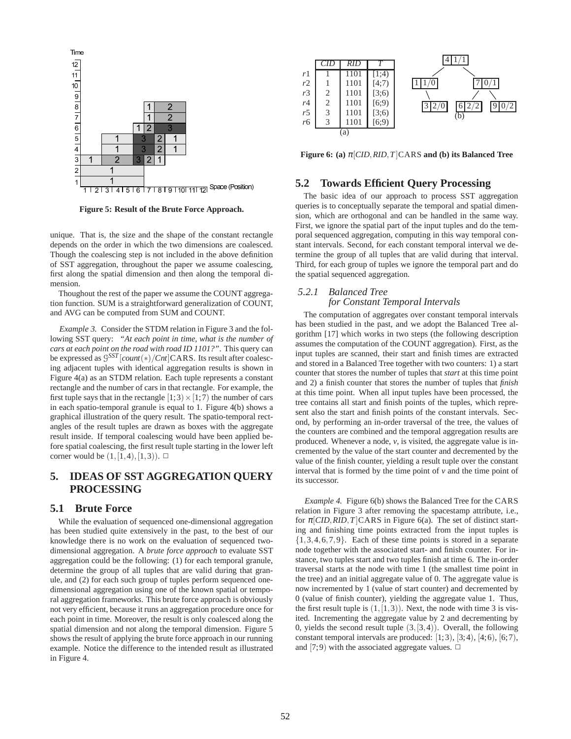Figure 5: Result of the Brute Force Approach.

unique. That is, the size and the shape of the constant rectangle depends on the order in which the two dimensions are coalesced. Though the coalescing step is not included in the above definition of SST aggregation, throughout the paper we assume coalescing, first along the spatial dimension and then along the temporal dimension.

Thoughout the rest of the paper we assume the COUNT aggregation function. SUM is a straightforward generalization of COUNT, and AVG can be computed from SUM and COUNT.

*Example 3.* Consider the STDM relation in Figure 3 and the following SST query: *"At each point in time, what is the number of cars at each point on the road with road ID 1101?"*. This query can be expressed as $\mathcal{G}^{SST}[count(*)/Cnt]$CARS. Its result after coalescing adjacent tuples with identical aggregation results is shown in Figure 4(a) as an STDM relation. Each tuple represents a constant rectangle and the number of cars in that rectangle. For example, the first tuple says that in the rectangle $[1;3) \times [1;7)$ the number of cars in each spatio-temporal granule is equal to 1. Figure 4(b) shows a graphical illustration of the query result. The spatio-temporal rectangles of the result tuples are drawn as boxes with the aggregate result inside. If temporal coalescing would have been applied before spatial coalescing, the first result tuple starting in the lower left corner would be $(1, [1,4), [1,3))$. □

## 5. IDEAS OF SST AGGREGATION QUERY PROCESSING

### 5.1 Brute Force

While the evaluation of sequenced one-dimensional aggregation has been studied quite extensively in the past, to the best of our knowledge there is no work on the evaluation of sequenced two-dimensional aggregation. A *brute force approach* to evaluate SST aggregation could be the following: (1) for each temporal granule, determine the group of all tuples that are valid during that granule, and (2) for each such group of tuples perform sequenced one-dimensional aggregation using one of the known spatial or temporal aggregation frameworks. This brute force approach is obviously not very efficient, because it runs an aggregation procedure once for each point in time. Moreover, the result is only coalesced along the spatial dimension and not along the temporal dimension. Figure 5 shows the result of applying the brute force approach in our running example. Notice the difference to the intended result as illustrated in Figure 4.

|  | *CID* | *RID* | *T* |
|---|---|---|---|
| $r1$ | 1 | 1101 | [1;4) |
| $r2$ | 1 | 1101 | [4;7) |
| $r3$ | 2 | 1101 | [3;6) |
| $r4$ | 2 | 1101 | [6;9) |
| $r5$ | 3 | 1101 | [3;6) |
| $r6$ | 3 | 1101 | [6;9) |

Figure 6: (a) $\pi[CID, RID, T]$CARS and (b) its Balanced Tree

### 5.2 Towards Efficient Query Processing

The basic idea of our approach to process SST aggregation queries is to conceptually separate the temporal and spatial dimension, which are orthogonal and can be handled in the same way. First, we ignore the spatial part of the input tuples and do the temporal sequenced aggregation, computing in this way temporal constant intervals. Second, for each constant temporal interval we determine the group of all tuples that are valid during that interval. Third, for each group of tuples we ignore the temporal part and do the spatial sequenced aggregation.

#### 5.2.1 Balanced Tree for Constant Temporal Intervals

The computation of aggregates over constant temporal intervals has been studied in the past, and we adopt the Balanced Tree algorithm [17] which works in two steps (the following description assumes the computation of the COUNT aggregation). First, as the input tuples are scanned, their start and finish times are extracted and stored in a Balanced Tree together with two counters: 1) a start counter that stores the number of tuples that *start* at this time point and 2) a finish counter that stores the number of tuples that *finish* at this time point. When all input tuples have been processed, the tree contains all start and finish points of the tuples, which represent also the start and finish points of the constant intervals. Second, by performing an in-order traversal of the tree, the values of the counters are combined and the temporal aggregation results are produced. Whenever a node, $v$, is visited, the aggregate value is incremented by the value of the start counter and decremented by the value of the finish counter, yielding a result tuple over the constant interval that is formed by the time point of $v$ and the time point of its successor.

*Example 4.* Figure 6(b) shows the Balanced Tree for the CARS relation in Figure 3 after removing the spacestamp attribute, i.e., for $\pi[CID, RID, T]$CARS in Figure 6(a). The set of distinct starting and finishing time points extracted from the input tuples is $\{1, 3, 4, 6, 7, 9\}$. Each of these time points is stored in a separate node together with the associated start- and finish counter. For instance, two tuples start and two tuples finish at time 6. The in-order traversal starts at the node with time 1 (the smallest time point in the tree) and an initial aggregate value of 0. The aggregate value is now incremented by 1 (value of start counter) and decremented by 0 (value of finish counter), yielding the aggregate value 1. Thus, the first result tuple is $(1, [1,3))$. Next, the node with time 3 is visited. Incrementing the aggregate value by 2 and decrementing by 0, yields the second result tuple $(3, [3,4))$. Overall, the following constant temporal intervals are produced: $[1;3)$, $[3;4)$, $[4;6)$, $[6;7)$, and $[7;9)$ with the associated aggregate values. □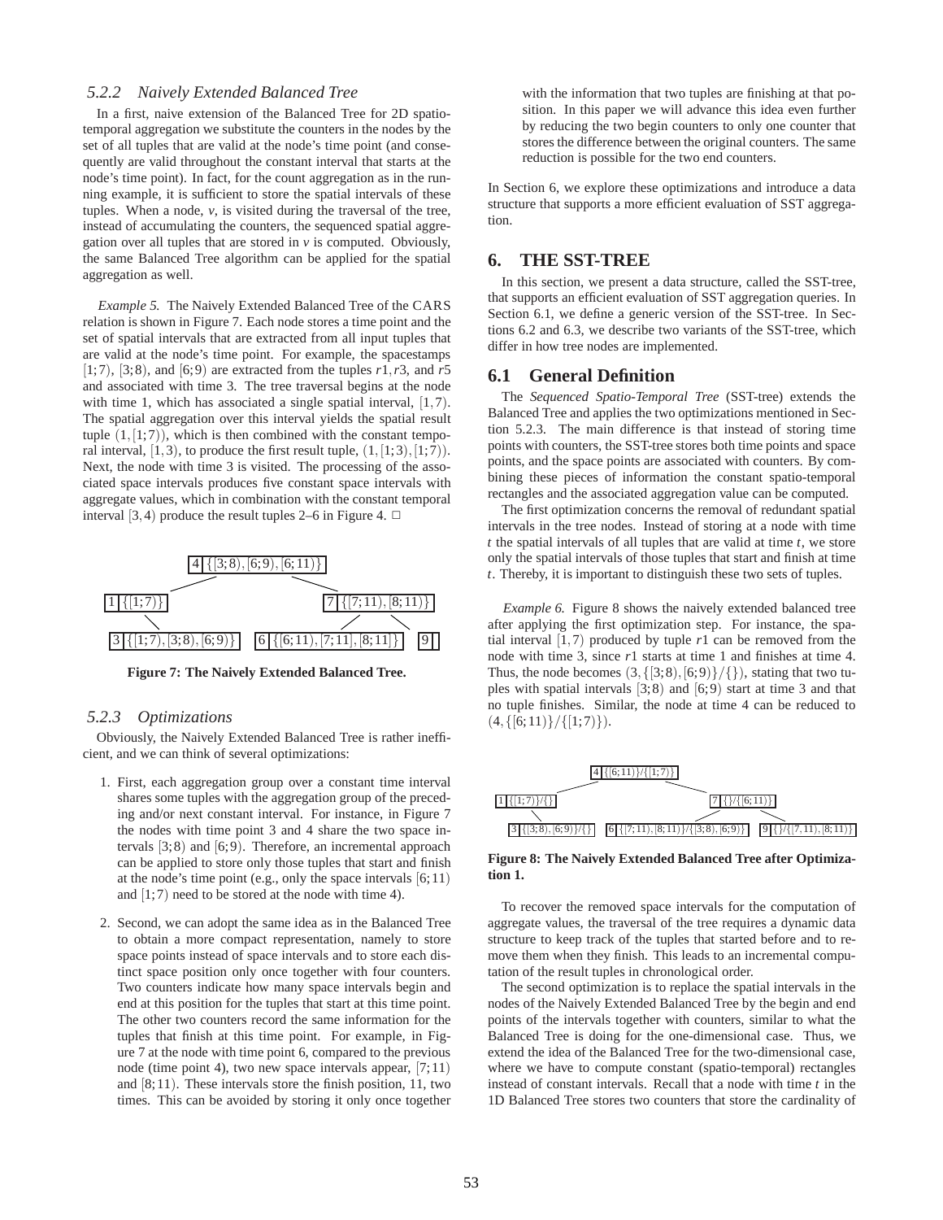### 5.2.2 Naively Extended Balanced Tree

In a first, naive extension of the Balanced Tree for 2D spatio-temporal aggregation we substitute the counters in the nodes by the set of all tuples that are valid at the node's time point (and consequently are valid throughout the constant interval that starts at the node's time point). In fact, for the count aggregation as in the running example, it is sufficient to store the spatial intervals of these tuples. When a node, $v$, is visited during the traversal of the tree, instead of accumulating the counters, the sequenced spatial aggregation over all tuples that are stored in $v$ is computed. Obviously, the same Balanced Tree algorithm can be applied for the spatial aggregation as well.

*Example 5.* The Naively Extended Balanced Tree of the CARS relation is shown in Figure 7. Each node stores a time point and the set of spatial intervals that are extracted from all input tuples that are valid at the node's time point. For example, the spacestamps $[1;7)$, $[3;8)$, and $[6;9)$ are extracted from the tuples $r1, r3$, and $r5$ and associated with time 3. The tree traversal begins at the node with time 1, which has associated a single spatial interval, $[1,7)$. The spatial aggregation over this interval yields the spatial result tuple $(1,[1;7))$, which is then combined with the constant temporal interval, $[1,3)$, to produce the first result tuple, $(1,[1;3),[1;7))$. Next, the node with time 3 is visited. The processing of the associated space intervals produces five constant space intervals with aggregate values, which in combination with the constant temporal interval $[3,4)$ produce the result tuples 2–6 in Figure 4. □

```
                 4 {[3;8),[6;9),[6;11)}
                /                      \
     1 {[1;7)}                          7 {[7;11),[8;11)}
          \                              /            \
   3 {[1;7),[3;8),[6;9)}   6 {[6;11),[7;11],[8;11]}    9
```

**Figure 7: The Naively Extended Balanced Tree.**

### 5.2.3 Optimizations

Obviously, the Naively Extended Balanced Tree is rather inefficient, and we can think of several optimizations:

1. First, each aggregation group over a constant time interval shares some tuples with the aggregation group of the preceding and/or next constant interval. For instance, in Figure 7 the nodes with time point 3 and 4 share the two space intervals $[3;8)$ and $[6;9)$. Therefore, an incremental approach can be applied to store only those tuples that start and finish at the node's time point (e.g., only the space intervals $[6;11)$ and $[1;7)$ need to be stored at the node with time 4).
2. Second, we can adopt the same idea as in the Balanced Tree to obtain a more compact representation, namely to store space points instead of space intervals and to store each distinct space position only once together with four counters. Two counters indicate how many space intervals begin and end at this position for the tuples that start at this time point. The other two counters record the same information for the tuples that finish at this time point. For example, in Figure 7 at the node with time point 6, compared to the previous node (time point 4), two new space intervals appear, $[7;11)$ and $[8;11)$. These intervals store the finish position, 11, two times. This can be avoided by storing it only once together with the information that two tuples are finishing at that position. In this paper we will advance this idea even further by reducing the two begin counters to only one counter that stores the difference between the original counters. The same reduction is possible for the two end counters.

In Section 6, we explore these optimizations and introduce a data structure that supports a more efficient evaluation of SST aggregation.

## 6. THE SST-TREE

In this section, we present a data structure, called the SST-tree, that supports an efficient evaluation of SST aggregation queries. In Section 6.1, we define a generic version of the SST-tree. In Sections 6.2 and 6.3, we describe two variants of the SST-tree, which differ in how tree nodes are implemented.

### 6.1 General Definition

The *Sequenced Spatio-Temporal Tree* (SST-tree) extends the Balanced Tree and applies the two optimizations mentioned in Section 5.2.3. The main difference is that instead of storing time points with counters, the SST-tree stores both time points and space points, and the space points are associated with counters. By combining these pieces of information the constant spatio-temporal rectangles and the associated aggregation value can be computed.

The first optimization concerns the removal of redundant spatial intervals in the tree nodes. Instead of storing at a node with time $t$ the spatial intervals of all tuples that are valid at time $t$, we store only the spatial intervals of those tuples that start and finish at time $t$. Thereby, it is important to distinguish these two sets of tuples.

*Example 6.* Figure 8 shows the naively extended balanced tree after applying the first optimization step. For instance, the spatial interval $[1,7)$ produced by tuple $r1$ can be removed from the node with time 3, since $r1$ starts at time 1 and finishes at time 4. Thus, the node becomes $(3,\{[3;8),[6;9)\}/\{\})$, stating that two tuples with spatial intervals $[3;8)$ and $[6;9)$ start at time 3 and that no tuple finishes. Similar, the node at time 4 can be reduced to $(4,\{[6;11)\}/\{[1;7)\})$.

```
                       4 {[6;11)}/{[1;7)}
                      /                  \
        1 {[1;7)}/{}                      7 {}/{[6;11)}
              \                          /              \
  3 {[3;8),[6;9)}/{}   6 {[7;11),[8;11)}/{[3;8),[6;9)}   9 {}/{[7,11),[8;11)}
```

**Figure 8: The Naively Extended Balanced Tree after Optimization 1.**

To recover the removed space intervals for the computation of aggregate values, the traversal of the tree requires a dynamic data structure to keep track of the tuples that started before and to remove them when they finish. This leads to an incremental computation of the result tuples in chronological order.

The second optimization is to replace the spatial intervals in the nodes of the Naively Extended Balanced Tree by the begin and end points of the intervals together with counters, similar to what the Balanced Tree is doing for the one-dimensional case. Thus, we extend the idea of the Balanced Tree for the two-dimensional case, where we have to compute constant (spatio-temporal) rectangles instead of constant intervals. Recall that a node with time $t$ in the 1D Balanced Tree stores two counters that store the cardinality of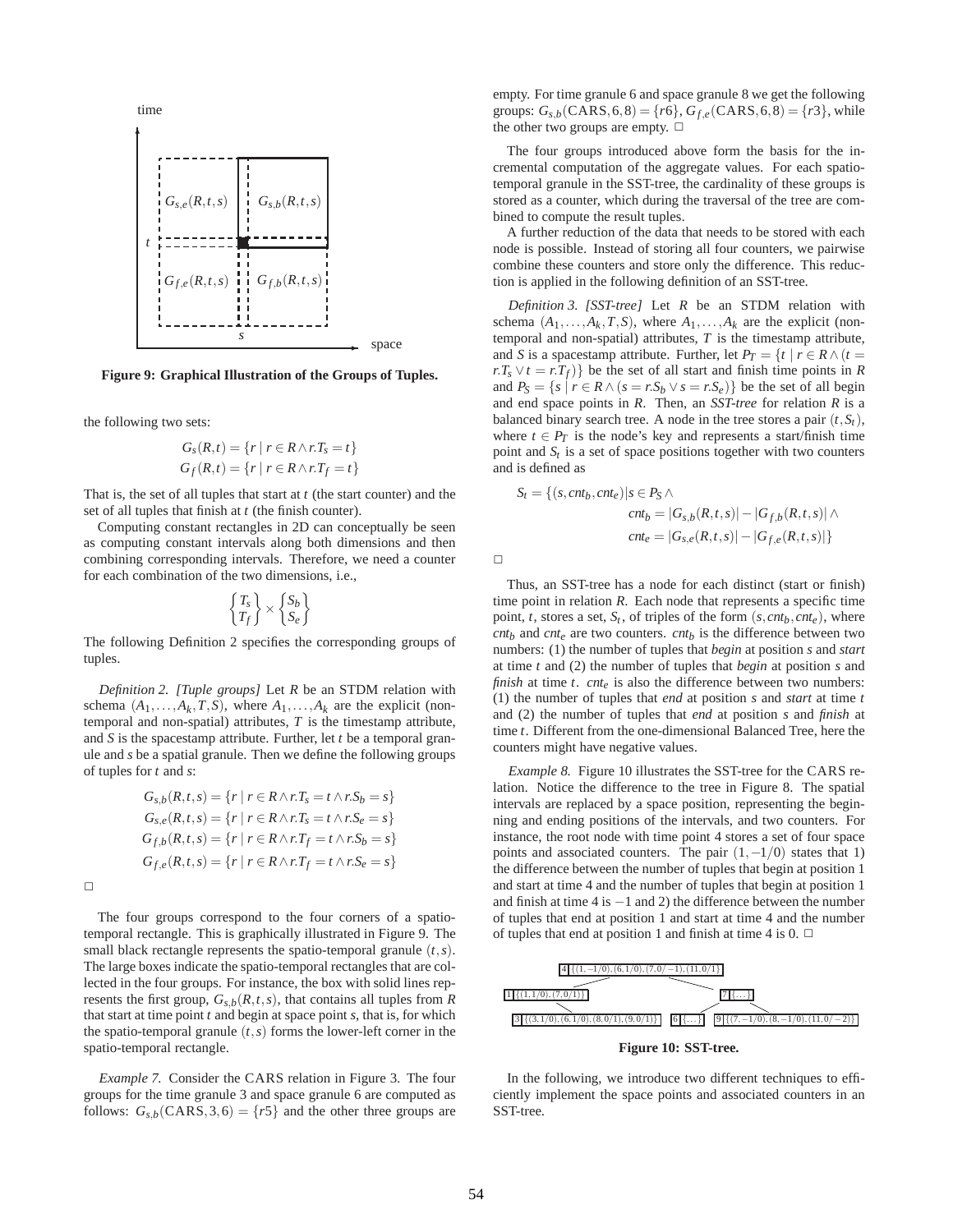Figure 9: Graphical Illustration of the Groups of Tuples.

the following two sets:

$$G_s(R,t) = \{r \mid r \in R \wedge r.T_s = t\}$$
$$G_f(R,t) = \{r \mid r \in R \wedge r.T_f = t\}$$

That is, the set of all tuples that start at $t$ (the start counter) and the set of all tuples that finish at $t$ (the finish counter).

Computing constant rectangles in 2D can conceptually be seen as computing constant intervals along both dimensions and then combining corresponding intervals. Therefore, we need a counter for each combination of the two dimensions, i.e.,

$$\begin{Bmatrix} T_s \\ T_f \end{Bmatrix} \times \begin{Bmatrix} S_b \\ S_e \end{Bmatrix}$$

The following Definition 2 specifies the corresponding groups of tuples.

*Definition 2. [Tuple groups]* Let $R$ be an STDM relation with schema $(A_1, \ldots, A_k, T, S)$, where $A_1, \ldots, A_k$ are the explicit (non-temporal and non-spatial) attributes, $T$ is the timestamp attribute, and $S$ is the spacestamp attribute. Further, let $t$ be a temporal granule and $s$ be a spatial granule. Then we define the following groups of tuples for $t$ and $s$:

$$G_{s,b}(R,t,s) = \{r \mid r \in R \wedge r.T_s = t \wedge r.S_b = s\}$$
$$G_{s,e}(R,t,s) = \{r \mid r \in R \wedge r.T_s = t \wedge r.S_e = s\}$$
$$G_{f,b}(R,t,s) = \{r \mid r \in R \wedge r.T_f = t \wedge r.S_b = s\}$$
$$G_{f,e}(R,t,s) = \{r \mid r \in R \wedge r.T_f = t \wedge r.S_e = s\}$$

□

The four groups correspond to the four corners of a spatio-temporal rectangle. This is graphically illustrated in Figure 9. The small black rectangle represents the spatio-temporal granule $(t,s)$. The large boxes indicate the spatio-temporal rectangles that are collected in the four groups. For instance, the box with solid lines represents the first group, $G_{s,b}(R,t,s)$, that contains all tuples from $R$ that start at time point $t$ and begin at space point $s$, that is, for which the spatio-temporal granule $(t,s)$ forms the lower-left corner in the spatio-temporal rectangle.

*Example 7.* Consider the CARS relation in Figure 3. The four groups for the time granule 3 and space granule 6 are computed as follows: $G_{s,b}(\text{CARS},3,6) = \{r5\}$ and the other three groups are empty. For time granule 6 and space granule 8 we get the following groups: $G_{s,b}(\text{CARS},6,8) = \{r6\}$, $G_{f,e}(\text{CARS},6,8) = \{r3\}$, while the other two groups are empty. □

The four groups introduced above form the basis for the incremental computation of the aggregate values. For each spatio-temporal granule in the SST-tree, the cardinality of these groups is stored as a counter, which during the traversal of the tree are combined to compute the result tuples.

A further reduction of the data that needs to be stored with each node is possible. Instead of storing all four counters, we pairwise combine these counters and store only the difference. This reduction is applied in the following definition of an SST-tree.

*Definition 3. [SST-tree]* Let $R$ be an STDM relation with schema $(A_1, \ldots, A_k, T, S)$, where $A_1, \ldots, A_k$ are the explicit (non-temporal and non-spatial) attributes, $T$ is the timestamp attribute, and $S$ is a spacestamp attribute. Further, let $P_T = \{t \mid r \in R \wedge (t = r.T_s \vee t = r.T_f)\}$ be the set of all start and finish time points in $R$ and $P_S = \{s \mid r \in R \wedge (s = r.S_b \vee s = r.S_e)\}$ be the set of all begin and end space points in $R$. Then, an *SST-tree* for relation $R$ is a balanced binary search tree. A node in the tree stores a pair $(t, S_t)$, where $t \in P_T$ is the node's key and represents a start/finish time point and $S_t$ is a set of space positions together with two counters and is defined as

$$\begin{aligned} S_t = \{(s, cnt_b, cnt_e) | s \in P_S \wedge \\ cnt_b = |G_{s,b}(R,t,s)| - |G_{f,b}(R,t,s)| \wedge \\ cnt_e = |G_{s,e}(R,t,s)| - |G_{f,e}(R,t,s)|\} \end{aligned}$$

□

Thus, an SST-tree has a node for each distinct (start or finish) time point in relation $R$. Each node that represents a specific time point, $t$, stores a set, $S_t$, of triples of the form $(s, cnt_b, cnt_e)$, where $cnt_b$ and $cnt_e$ are two counters. $cnt_b$ is the difference between two numbers: (1) the number of tuples that *begin* at position $s$ and *start* at time $t$ and (2) the number of tuples that *begin* at position $s$ and *finish* at time $t$. $cnt_e$ is also the difference between two numbers: (1) the number of tuples that *end* at position $s$ and *start* at time $t$ and (2) the number of tuples that *end* at position $s$ and *finish* at time $t$. Different from the one-dimensional Balanced Tree, here the counters might have negative values.

*Example 8.* Figure 10 illustrates the SST-tree for the CARS relation. Notice the difference to the tree in Figure 8. The spatial intervals are replaced by a space position, representing the beginning and ending positions of the intervals, and two counters. For instance, the root node with time point 4 stores a set of four space points and associated counters. The pair $(1, -1/0)$ states that 1) the difference between the number of tuples that begin at position 1 and start at time 4 and the number of tuples that begin at position 1 and finish at time 4 is $-1$ and 2) the difference between the number of tuples that end at position 1 and start at time 4 and the number of tuples that end at position 1 and finish at time 4 is 0. □

Figure 10: SST-tree.

In the following, we introduce two different techniques to efficiently implement the space points and associated counters in an SST-tree.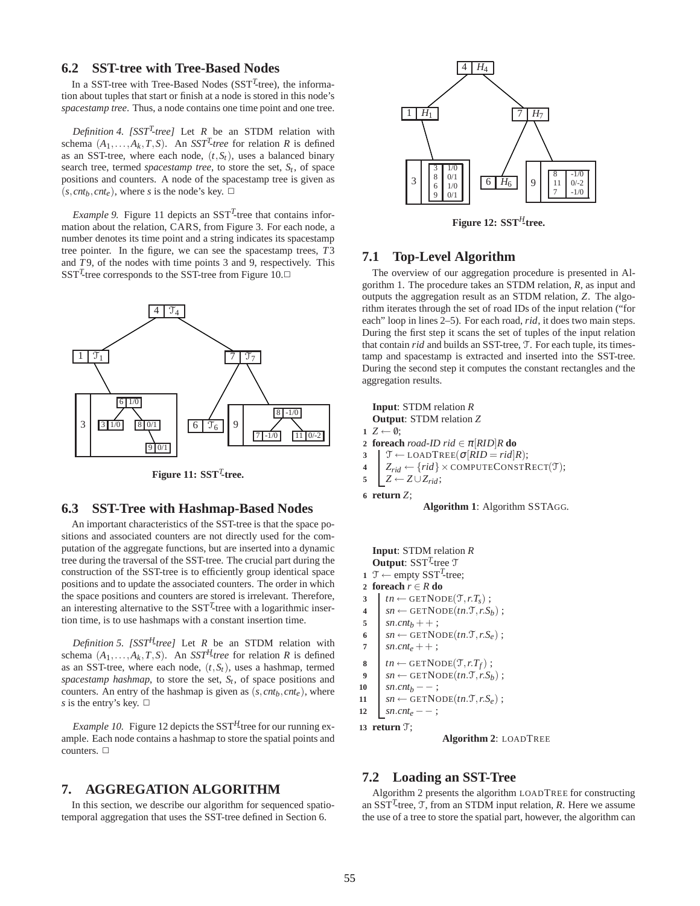## 6.2 SST-tree with Tree-Based Nodes

In a SST-tree with Tree-Based Nodes (SST$^{\mathcal{T}}$-tree), the information about tuples that start or finish at a node is stored in this node's *spacestamp tree*. Thus, a node contains one time point and one tree.

*Definition 4. [SST$^{\mathcal{T}}$-tree]* Let $R$ be an STDM relation with schema $(A_1,\ldots,A_k,T,S)$. An *SST$^{\mathcal{T}}$-tree* for relation $R$ is defined as an SST-tree, where each node, $(t,S_t)$, uses a balanced binary search tree, termed *spacestamp tree*, to store the set, $S_t$, of space positions and counters. A node of the spacestamp tree is given as $(s,cnt_b,cnt_e)$, where $s$ is the node's key. □

*Example 9.* Figure 11 depicts an SST$^{\mathcal{T}}$-tree that contains information about the relation, CARS, from Figure 3. For each node, a number denotes its time point and a string indicates its spacestamp tree pointer. In the figure, we can see the spacestamp trees, $T3$ and $T9$, of the nodes with time points 3 and 9, respectively. This SST$^{\mathcal{T}}$-tree corresponds to the SST-tree from Figure 10.□

**Figure 11: SST$^{\mathcal{T}}$-tree.**

## 6.3 SST-Tree with Hashmap-Based Nodes

An important characteristics of the SST-tree is that the space positions and associated counters are not directly used for the computation of the aggregate functions, but are inserted into a dynamic tree during the traversal of the SST-tree. The crucial part during the construction of the SST-tree is to efficiently group identical space positions and to update the associated counters. The order in which the space positions and counters are stored is irrelevant. Therefore, an interesting alternative to the SST$^{\mathcal{T}}$-tree with a logarithmic insertion time, is to use hashmaps with a constant insertion time.

*Definition 5. [SST$^{H}$-tree]* Let $R$ be an STDM relation with schema $(A_1,\ldots,A_k,T,S)$. An *SST$^{H}$-tree* for relation $R$ is defined as an SST-tree, where each node, $(t,S_t)$, uses a hashmap, termed *spacestamp hashmap*, to store the set, $S_t$, of space positions and counters. An entry of the hashmap is given as $(s,cnt_b,cnt_e)$, where $s$ is the entry's key. □

*Example 10.* Figure 12 depicts the SST$^{H}$-tree for our running example. Each node contains a hashmap to store the spatial points and counters. □

**Figure 12: SST$^{H}$-tree.**

# 7. AGGREGATION ALGORITHM

In this section, we describe our algorithm for sequenced spatiotemporal aggregation that uses the SST-tree defined in Section 6.

## 7.1 Top-Level Algorithm

The overview of our aggregation procedure is presented in Algorithm 1. The procedure takes an STDM relation, $R$, as input and outputs the aggregation result as an STDM relation, $Z$. The algorithm iterates through the set of road IDs of the input relation ("for each" loop in lines 2–5). For each road, *rid*, it does two main steps. During the first step it scans the set of tuples of the input relation that contain *rid* and builds an SST-tree, $\mathcal{T}$. For each tuple, its timestamp and spacestamp is extracted and inserted into the SST-tree. During the second step it computes the constant rectangles and the aggregation results.

```
Input: STDM relation R
Output: STDM relation Z
1 Z ← ∅;
2 foreach road-ID rid ∈ π[RID]R do
3     T ← LOADTREE(σ[RID = rid]R);
4     Z_rid ← {rid} × COMPUTECONSTRECT(T);
5     Z ← Z ∪ Z_rid;
6 return Z;
```

**Algorithm 1**: Algorithm SSTAGG.

```
Input: STDM relation R
Output: SST^T-tree T
1  T ← empty SST^T-tree;
2  foreach r ∈ R do
3      tn ← GETNODE(T, r.T_s) ;
4      sn ← GETNODE(tn.T, r.S_b) ;
5      sn.cnt_b ++ ;
6      sn ← GETNODE(tn.T, r.S_e) ;
7      sn.cnt_e ++ ;
8      tn ← GETNODE(T, r.T_f) ;
9      sn ← GETNODE(tn.T, r.S_b) ;
10     sn.cnt_b -- ;
11     sn ← GETNODE(tn.T, r.S_e) ;
12     sn.cnt_e -- ;
13 return T;
```

**Algorithm 2**: LOADTREE

## 7.2 Loading an SST-Tree

Algorithm 2 presents the algorithm LOADTREE for constructing an SST$^{\mathcal{T}}$-tree, $\mathcal{T}$, from an STDM input relation, $R$. Here we assume the use of a tree to store the spatial part, however, the algorithm can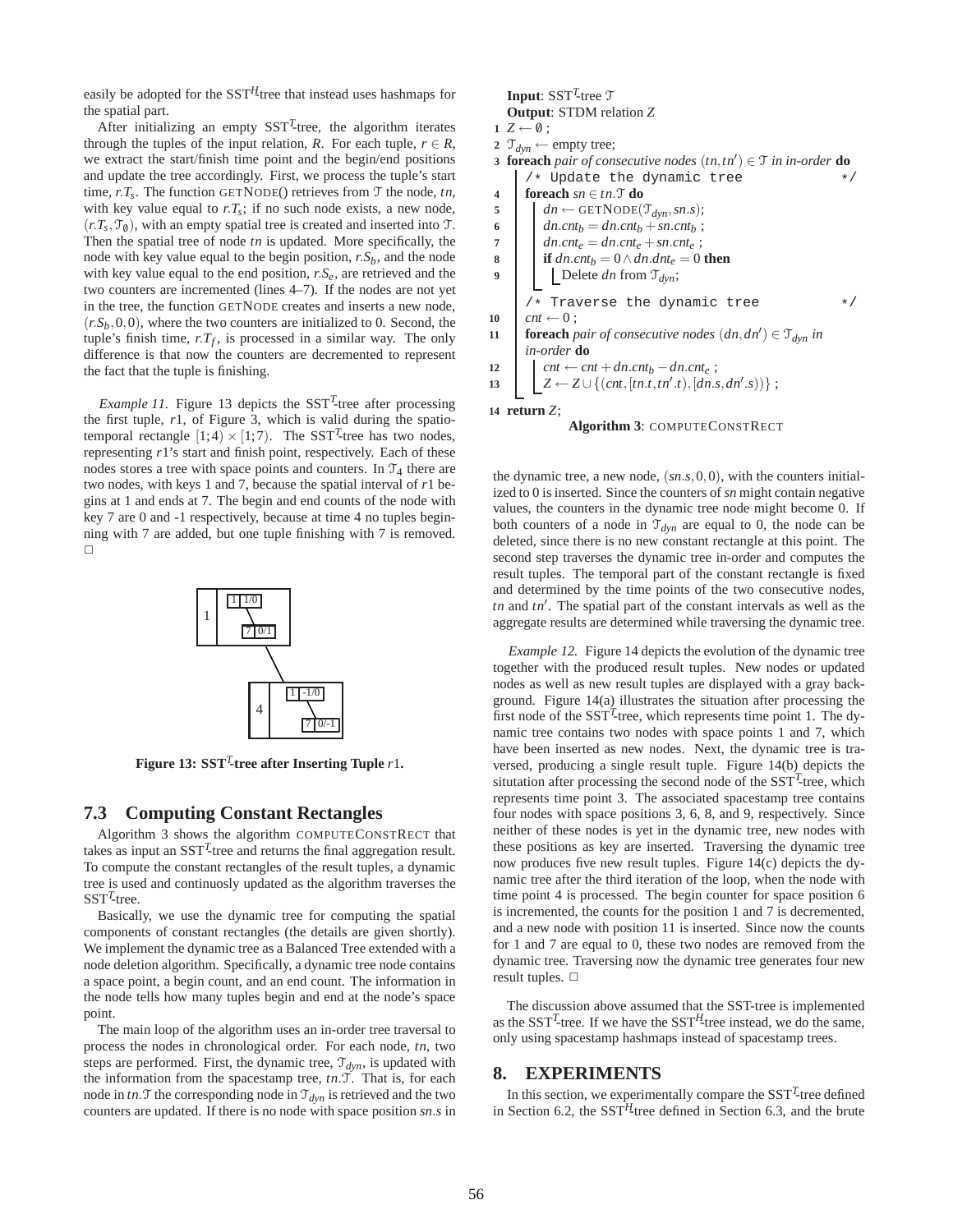easily be adopted for the SST$^H$-tree that instead uses hashmaps for the spatial part.

After initializing an empty SST$^T$-tree, the algorithm iterates through the tuples of the input relation, $R$. For each tuple, $r \in R$, we extract the start/finish time point and the begin/end positions and update the tree accordingly. First, we process the tuple's start time, $r.T_s$. The function GETNODE() retrieves from $\mathcal{T}$ the node, $tn$, with key value equal to $r.T_s$; if no such node exists, a new node, $(r.T_s, \mathcal{T}_\emptyset)$, with an empty spatial tree is created and inserted into $\mathcal{T}$. Then the spatial tree of node $tn$ is updated. More specifically, the node with key value equal to the begin position, $r.S_b$, and the node with key value equal to the end position, $r.S_e$, are retrieved and the two counters are incremented (lines 4–7). If the nodes are not yet in the tree, the function GETNODE creates and inserts a new node, $(r.S_b, 0, 0)$, where the two counters are initialized to 0. Second, the tuple's finish time, $r.T_f$, is processed in a similar way. The only difference is that now the counters are decremented to represent the fact that the tuple is finishing.

*Example 11.* Figure 13 depicts the SST$^T$-tree after processing the first tuple, $r1$, of Figure 3, which is valid during the spatio-temporal rectangle $[1;4) \times [1;7)$. The SST$^T$-tree has two nodes, representing $r1$'s start and finish point, respectively. Each of these nodes stores a tree with space points and counters. In $\mathcal{T}_4$ there are two nodes, with keys 1 and 7, because the spatial interval of $r1$ begins at 1 and ends at 7. The begin and end counts of the node with key 7 are 0 and -1 respectively, because at time 4 no tuples beginning with 7 are added, but one tuple finishing with 7 is removed. □

**Figure 13: SST$^T$-tree after Inserting Tuple $r1$.**

## 7.3 Computing Constant Rectangles

Algorithm 3 shows the algorithm COMPUTECONSTRECT that takes as input an SST$^T$-tree and returns the final aggregation result. To compute the constant rectangles of the result tuples, a dynamic tree is used and continuosly updated as the algorithm traverses the SST$^T$-tree.

Basically, we use the dynamic tree for computing the spatial components of constant rectangles (the details are given shortly). We implement the dynamic tree as a Balanced Tree extended with a node deletion algorithm. Specifically, a dynamic tree node contains a space point, a begin count, and an end count. The information in the node tells how many tuples begin and end at the node's space point.

The main loop of the algorithm uses an in-order tree traversal to process the nodes in chronological order. For each node, $tn$, two steps are performed. First, the dynamic tree, $\mathcal{T}_{dyn}$, is updated with the information from the spacestamp tree, $tn.\mathcal{T}$. That is, for each node in $tn.\mathcal{T}$ the corresponding node in $\mathcal{T}_{dyn}$ is retrieved and the two counters are updated. If there is no node with space position $sn.s$ in

```
Input: SST^T-tree T
Output: STDM relation Z
1  Z ← ∅ ;
2  T_dyn ← empty tree;
3  foreach pair of consecutive nodes (tn,tn') ∈ T in in-order do
       /* Update the dynamic tree */
4      foreach sn ∈ tn.T do
5          dn ← GETNODE(T_dyn, sn.s);
6          dn.cnt_b = dn.cnt_b + sn.cnt_b ;
7          dn.cnt_e = dn.cnt_e + sn.cnt_e ;
8          if dn.cnt_b = 0 ∧ dn.dnt_e = 0 then
9              Delete dn from T_dyn;
       /* Traverse the dynamic tree */
10     cnt ← 0 ;
11     foreach pair of consecutive nodes (dn,dn') ∈ T_dyn in in-order do
12         cnt ← cnt + dn.cnt_b − dn.cnt_e ;
13         Z ← Z ∪ {(cnt,[tn.t,tn'.t),[dn.s,dn'.s))} ;
14 return Z;
```

**Algorithm 3**: COMPUTECONSTRECT

the dynamic tree, a new node, $(sn.s, 0, 0)$, with the counters initialized to 0 is inserted. Since the counters of $sn$ might contain negative values, the counters in the dynamic tree node might become 0. If both counters of a node in $\mathcal{T}_{dyn}$ are equal to 0, the node can be deleted, since there is no new constant rectangle at this point. The second step traverses the dynamic tree in-order and computes the result tuples. The temporal part of the constant rectangle is fixed and determined by the time points of the two consecutive nodes, $tn$ and $tn'$. The spatial part of the constant intervals as well as the aggregate results are determined while traversing the dynamic tree.

*Example 12.* Figure 14 depicts the evolution of the dynamic tree together with the produced result tuples. New nodes or updated nodes as well as new result tuples are displayed with a gray background. Figure 14(a) illustrates the situation after processing the first node of the SST$^T$-tree, which represents time point 1. The dynamic tree contains two nodes with space points 1 and 7, which have been inserted as new nodes. Next, the dynamic tree is traversed, producing a single result tuple. Figure 14(b) depicts the sitsutation after processing the second node of the SST$^T$-tree, which represents time point 3. The associated spacestamp tree contains four nodes with space positions 3, 6, 8, and 9, respectively. Since neither of these nodes is yet in the dynamic tree, new nodes with these positions as key are inserted. Traversing the dynamic tree now produces five new result tuples. Figure 14(c) depicts the dynamic tree after the third iteration of the loop, when the node with time point 4 is processed. The begin counter for space position 6 is incremented, the counts for the position 1 and 7 is decremented, and a new node with position 11 is inserted. Since now the counts for 1 and 7 are equal to 0, these two nodes are removed from the dynamic tree. Traversing now the dynamic tree generates four new result tuples. □

The discussion above assumed that the SST-tree is implemented as the SST$^T$-tree. If we have the SST$^H$-tree instead, we do the same, only using spacestamp hashmaps instead of spacestamp trees.

# 8. EXPERIMENTS

In this section, we experimentally compare the SST$^T$-tree defined in Section 6.2, the SST$^H$-tree defined in Section 6.3, and the brute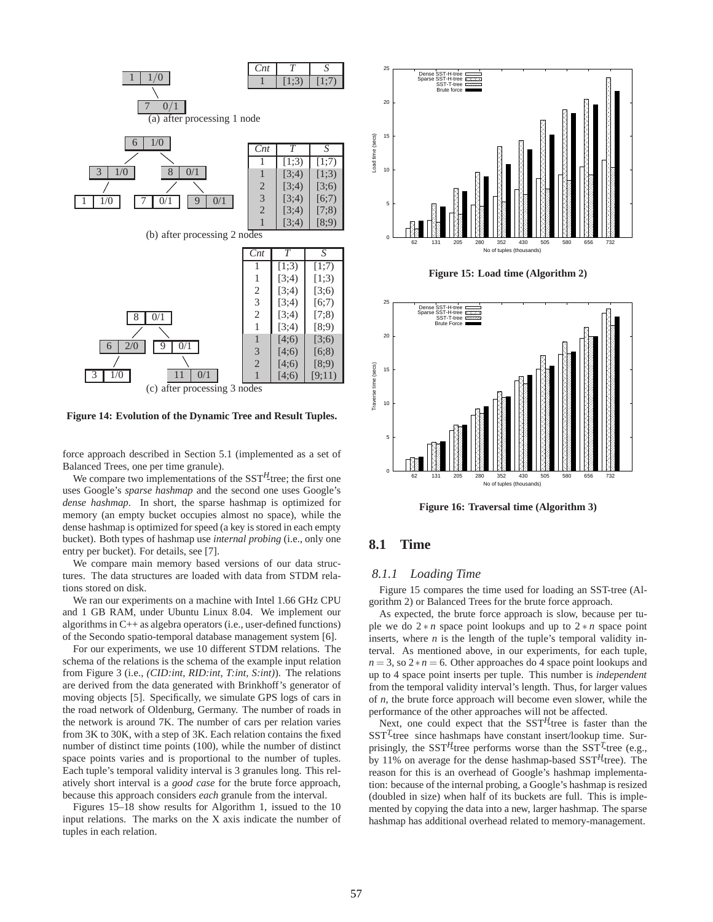| *Cnt* | *T* | *S* |
|---|---|---|
| 1 | [1;3) | [1;7) |

(a) after processing 1 node

| *Cnt* | *T* | *S* |
|---|---|---|
| 1 | [1;3) | [1;7) |
| 1 | [3;4) | [1;3) |
| 2 | [3;4) | [3;6) |
| 3 | [3;4) | [6;7) |
| 2 | [3;4) | [7;8) |
| 1 | [3;4) | [8;9) |

(b) after processing 2 nodes

| *Cnt* | *T* | *S* |
|---|---|---|
| 1 | [1;3) | [1;7) |
| 1 | [3;4) | [1;3) |
| 2 | [3;4) | [3;6) |
| 3 | [3;4) | [6;7) |
| 2 | [3;4) | [7;8) |
| 1 | [3;4) | [8;9) |
| 1 | [4;6) | [3;6) |
| 3 | [4;6) | [6;8) |
| 2 | [4;6) | [8;9) |
| 1 | [4;6) | [9;11) |

(c) after processing 3 nodes

**Figure 14: Evolution of the Dynamic Tree and Result Tuples.**

force approach described in Section 5.1 (implemented as a set of Balanced Trees, one per time granule).

We compare two implementations of the SST$^H$-tree; the first one uses Google's *sparse hashmap* and the second one uses Google's *dense hashmap*. In short, the sparse hashmap is optimized for memory (an empty bucket occupies almost no space), while the dense hashmap is optimized for speed (a key is stored in each empty bucket). Both types of hashmap use *internal probing* (i.e., only one entry per bucket). For details, see [7].

We compare main memory based versions of our data structures. The data structures are loaded with data from STDM relations stored on disk.

We ran our experiments on a machine with Intel 1.66 GHz CPU and 1 GB RAM, under Ubuntu Linux 8.04. We implement our algorithms in C++ as algebra operators (i.e., user-defined functions) of the Secondo spatio-temporal database management system [6].

For our experiments, we use 10 different STDM relations. The schema of the relations is the schema of the example input relation from Figure 3 (i.e., *(CID:int, RID:int, T:int, S:int)*). The relations are derived from the data generated with Brinkhoff's generator of moving objects [5]. Specifically, we simulate GPS logs of cars in the road network of Oldenburg, Germany. The number of roads in the network is around 7K. The number of cars per relation varies from 3K to 30K, with a step of 3K. Each relation contains the fixed number of distinct time points (100), while the number of distinct space points varies and is proportional to the number of tuples. Each tuple's temporal validity interval is 3 granules long. This relatively short interval is a *good case* for the brute force approach, because this approach considers *each* granule from the interval.

Figures 15–18 show results for Algorithm 1, issued to the 10 input relations. The marks on the X axis indicate the number of tuples in each relation.

**Figure 15: Load time (Algorithm 2)**

**Figure 16: Traversal time (Algorithm 3)**

## 8.1 Time

### 8.1.1 Loading Time

Figure 15 compares the time used for loading an SST-tree (Algorithm 2) or Balanced Trees for the brute force approach.

As expected, the brute force approach is slow, because per tuple we do $2*n$ space point lookups and up to $2*n$ space point inserts, where $n$ is the length of the tuple's temporal validity interval. As mentioned above, in our experiments, for each tuple, $n=3$, so $2*n=6$. Other approaches do 4 space point lookups and up to 4 space point inserts per tuple. This number is *independent* from the temporal validity interval's length. Thus, for larger values of $n$, the brute force approach will become even slower, while the performance of the other approaches will not be affected.

Next, one could expect that the SST$^H$-tree is faster than the SST$^T$-tree since hashmaps have constant insert/lookup time. Surprisingly, the SST$^H$-tree performs worse than the SST$^T$-tree (e.g., by 11% on average for the dense hashmap-based SST$^H$-tree). The reason for this is an overhead of Google's hashmap implementation: because of the internal probing, a Google's hashmap is resized (doubled in size) when half of its buckets are full. This is implemented by copying the data into a new, larger hashmap. The sparse hashmap has additional overhead related to memory-management.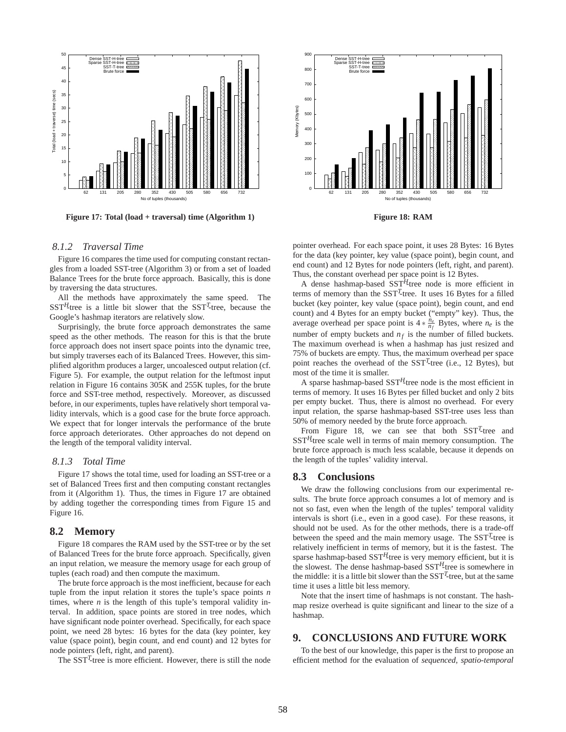Figure 17: Total (load + traversal) time (Algorithm 1)

Figure 18: RAM

### 8.1.2 Traversal Time

Figure 16 compares the time used for computing constant rectangles from a loaded SST-tree (Algorithm 3) or from a set of loaded Balance Trees for the brute force approach. Basically, this is done by traversing the data structures.

All the methods have approximately the same speed. The SST$^H$-tree is a little bit slower that the SST$^T$-tree, because the Google's hashmap iterators are relatively slow.

Surprisingly, the brute force approach demonstrates the same speed as the other methods. The reason for this is that the brute force approach does not insert space points into the dynamic tree, but simply traverses each of its Balanced Trees. However, this simplified algorithm produces a larger, uncoalesced output relation (cf. Figure 5). For example, the output relation for the leftmost input relation in Figure 16 contains 305K and 255K tuples, for the brute force and SST-tree method, respectively. Moreover, as discussed before, in our experiments, tuples have relatively short temporal validity intervals, which is a good case for the brute force approach. We expect that for longer intervals the performance of the brute force approach deteriorates. Other approaches do not depend on the length of the temporal validity interval.

### 8.1.3 Total Time

Figure 17 shows the total time, used for loading an SST-tree or a set of Balanced Trees first and then computing constant rectangles from it (Algorithm 1). Thus, the times in Figure 17 are obtained by adding together the corresponding times from Figure 15 and Figure 16.

## 8.2 Memory

Figure 18 compares the RAM used by the SST-tree or by the set of Balanced Trees for the brute force approach. Specifically, given an input relation, we measure the memory usage for each group of tuples (each road) and then compute the maximum.

The brute force approach is the most inefficient, because for each tuple from the input relation it stores the tuple's space points $n$ times, where $n$ is the length of this tuple's temporal validity interval. In addition, space points are stored in tree nodes, which have significant node pointer overhead. Specifically, for each space point, we need 28 bytes: 16 bytes for the data (key pointer, key value (space point), begin count, and end count) and 12 bytes for node pointers (left, right, and parent).

The SST$^T$-tree is more efficient. However, there is still the node pointer overhead. For each space point, it uses 28 Bytes: 16 Bytes for the data (key pointer, key value (space point), begin count, and end count) and 12 Bytes for node pointers (left, right, and parent). Thus, the constant overhead per space point is 12 Bytes.

A dense hashmap-based SST$^H$-tree node is more efficient in terms of memory than the SST$^T$-tree. It uses 16 Bytes for a filled bucket (key pointer, key value (space point), begin count, and end count) and 4 Bytes for an empty bucket ("empty" key). Thus, the average overhead per space point is $4 * \frac{n_e}{n_f}$ Bytes, where $n_e$ is the number of empty buckets and $n_f$ is the number of filled buckets. The maximum overhead is when a hashmap has just resized and 75% of buckets are empty. Thus, the maximum overhead per space point reaches the overhead of the SST$^T$-tree (i.e., 12 Bytes), but most of the time it is smaller.

A sparse hashmap-based SST$^H$-tree node is the most efficient in terms of memory. It uses 16 Bytes per filled bucket and only 2 bits per empty bucket. Thus, there is almost no overhead. For every input relation, the sparse hashmap-based SST-tree uses less than 50% of memory needed by the brute force approach.

From Figure 18, we can see that both SST$^T$-tree and SST$^H$-tree scale well in terms of main memory consumption. The brute force approach is much less scalable, because it depends on the length of the tuples' validity interval.

## 8.3 Conclusions

We draw the following conclusions from our experimental results. The brute force approach consumes a lot of memory and is not so fast, even when the length of the tuples' temporal validity intervals is short (i.e., even in a good case). For these reasons, it should not be used. As for the other methods, there is a trade-off between the speed and the main memory usage. The SST$^T$-tree is relatively inefficient in terms of memory, but it is the fastest. The sparse hashmap-based SST$^H$-tree is very memory efficient, but it is the slowest. The dense hashmap-based SST$^H$-tree is somewhere in the middle: it is a little bit slower than the SST$^T$-tree, but at the same time it uses a little bit less memory.

Note that the insert time of hashmaps is not constant. The hashmap resize overhead is quite significant and linear to the size of a hashmap.

# 9. CONCLUSIONS AND FUTURE WORK

To the best of our knowledge, this paper is the first to propose an efficient method for the evaluation of *sequenced, spatio-temporal*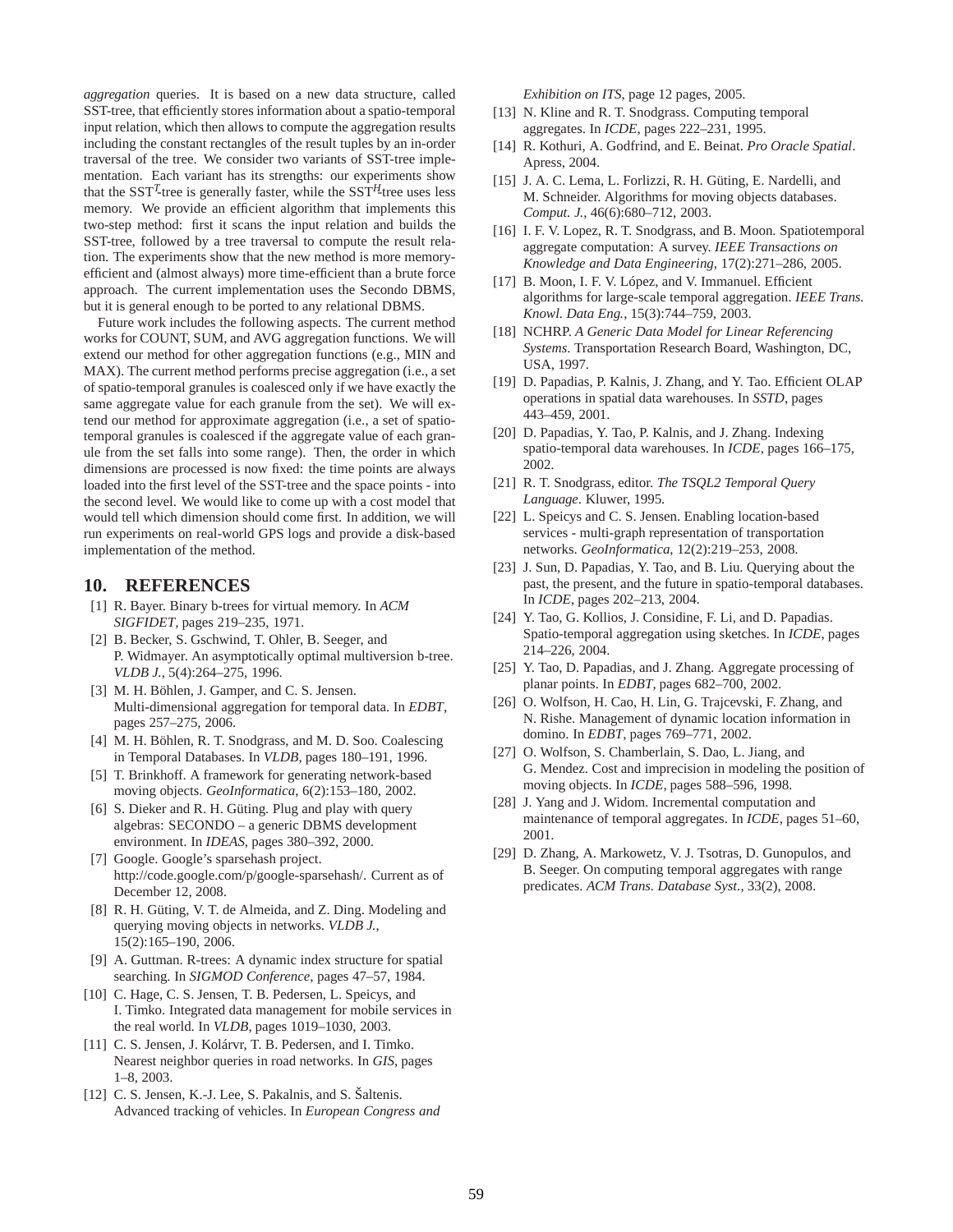*aggregation* queries. It is based on a new data structure, called SST-tree, that efficiently stores information about a spatio-temporal input relation, which then allows to compute the aggregation results including the constant rectangles of the result tuples by an in-order traversal of the tree. We consider two variants of SST-tree implementation. Each variant has its strengths: our experiments show that the $SST^T$-tree is generally faster, while the $SST^H$-tree uses less memory. We provide an efficient algorithm that implements this two-step method: first it scans the input relation and builds the SST-tree, followed by a tree traversal to compute the result relation. The experiments show that the new method is more memory-efficient and (almost always) more time-efficient than a brute force approach. The current implementation uses the Secondo DBMS, but it is general enough to be ported to any relational DBMS.

Future work includes the following aspects. The current method works for COUNT, SUM, and AVG aggregation functions. We will extend our method for other aggregation functions (e.g., MIN and MAX). The current method performs precise aggregation (i.e., a set of spatio-temporal granules is coalesced only if we have exactly the same aggregate value for each granule from the set). We will extend our method for approximate aggregation (i.e., a set of spatio-temporal granules is coalesced if the aggregate value of each granule from the set falls into some range). Then, the order in which dimensions are processed is now fixed: the time points are always loaded into the first level of the SST-tree and the space points - into the second level. We would like to come up with a cost model that would tell which dimension should come first. In addition, we will run experiments on real-world GPS logs and provide a disk-based implementation of the method.

## 10. REFERENCES

[1] R. Bayer. Binary b-trees for virtual memory. In *ACM SIGFIDET*, pages 219–235, 1971.

[2] B. Becker, S. Gschwind, T. Ohler, B. Seeger, and P. Widmayer. An asymptotically optimal multiversion b-tree. *VLDB J.*, 5(4):264–275, 1996.

[3] M. H. Böhlen, J. Gamper, and C. S. Jensen. Multi-dimensional aggregation for temporal data. In *EDBT*, pages 257–275, 2006.

[4] M. H. Böhlen, R. T. Snodgrass, and M. D. Soo. Coalescing in Temporal Databases. In *VLDB*, pages 180–191, 1996.

[5] T. Brinkhoff. A framework for generating network-based moving objects. *GeoInformatica*, 6(2):153–180, 2002.

[6] S. Dieker and R. H. Güting. Plug and play with query algebras: SECONDO – a generic DBMS development environment. In *IDEAS*, pages 380–392, 2000.

[7] Google. Google's sparsehash project. http://code.google.com/p/google-sparsehash/. Current as of December 12, 2008.

[8] R. H. Güting, V. T. de Almeida, and Z. Ding. Modeling and querying moving objects in networks. *VLDB J.*, 15(2):165–190, 2006.

[9] A. Guttman. R-trees: A dynamic index structure for spatial searching. In *SIGMOD Conference*, pages 47–57, 1984.

[10] C. Hage, C. S. Jensen, T. B. Pedersen, L. Speicys, and I. Timko. Integrated data management for mobile services in the real world. In *VLDB*, pages 1019–1030, 2003.

[11] C. S. Jensen, J. Kolárvr, T. B. Pedersen, and I. Timko. Nearest neighbor queries in road networks. In *GIS*, pages 1–8, 2003.

[12] C. S. Jensen, K.-J. Lee, S. Pakalnis, and S. Šaltenis. Advanced tracking of vehicles. In *European Congress and Exhibition on ITS*, page 12 pages, 2005.

[13] N. Kline and R. T. Snodgrass. Computing temporal aggregates. In *ICDE*, pages 222–231, 1995.

[14] R. Kothuri, A. Godfrind, and E. Beinat. *Pro Oracle Spatial*. Apress, 2004.

[15] J. A. C. Lema, L. Forlizzi, R. H. Güting, E. Nardelli, and M. Schneider. Algorithms for moving objects databases. *Comput. J.*, 46(6):680–712, 2003.

[16] I. F. V. Lopez, R. T. Snodgrass, and B. Moon. Spatiotemporal aggregate computation: A survey. *IEEE Transactions on Knowledge and Data Engineering*, 17(2):271–286, 2005.

[17] B. Moon, I. F. V. López, and V. Immanuel. Efficient algorithms for large-scale temporal aggregation. *IEEE Trans. Knowl. Data Eng.*, 15(3):744–759, 2003.

[18] NCHRP. *A Generic Data Model for Linear Referencing Systems*. Transportation Research Board, Washington, DC, USA, 1997.

[19] D. Papadias, P. Kalnis, J. Zhang, and Y. Tao. Efficient OLAP operations in spatial data warehouses. In *SSTD*, pages 443–459, 2001.

[20] D. Papadias, Y. Tao, P. Kalnis, and J. Zhang. Indexing spatio-temporal data warehouses. In *ICDE*, pages 166–175, 2002.

[21] R. T. Snodgrass, editor. *The TSQL2 Temporal Query Language*. Kluwer, 1995.

[22] L. Speicys and C. S. Jensen. Enabling location-based services - multi-graph representation of transportation networks. *GeoInformatica*, 12(2):219–253, 2008.

[23] J. Sun, D. Papadias, Y. Tao, and B. Liu. Querying about the past, the present, and the future in spatio-temporal databases. In *ICDE*, pages 202–213, 2004.

[24] Y. Tao, G. Kollios, J. Considine, F. Li, and D. Papadias. Spatio-temporal aggregation using sketches. In *ICDE*, pages 214–226, 2004.

[25] Y. Tao, D. Papadias, and J. Zhang. Aggregate processing of planar points. In *EDBT*, pages 682–700, 2002.

[26] O. Wolfson, H. Cao, H. Lin, G. Trajcevski, F. Zhang, and N. Rishe. Management of dynamic location information in domino. In *EDBT*, pages 769–771, 2002.

[27] O. Wolfson, S. Chamberlain, S. Dao, L. Jiang, and G. Mendez. Cost and imprecision in modeling the position of moving objects. In *ICDE*, pages 588–596, 1998.

[28] J. Yang and J. Widom. Incremental computation and maintenance of temporal aggregates. In *ICDE*, pages 51–60, 2001.

[29] D. Zhang, A. Markowetz, V. J. Tsotras, D. Gunopulos, and B. Seeger. On computing temporal aggregates with range predicates. *ACM Trans. Database Syst.*, 33(2), 2008.